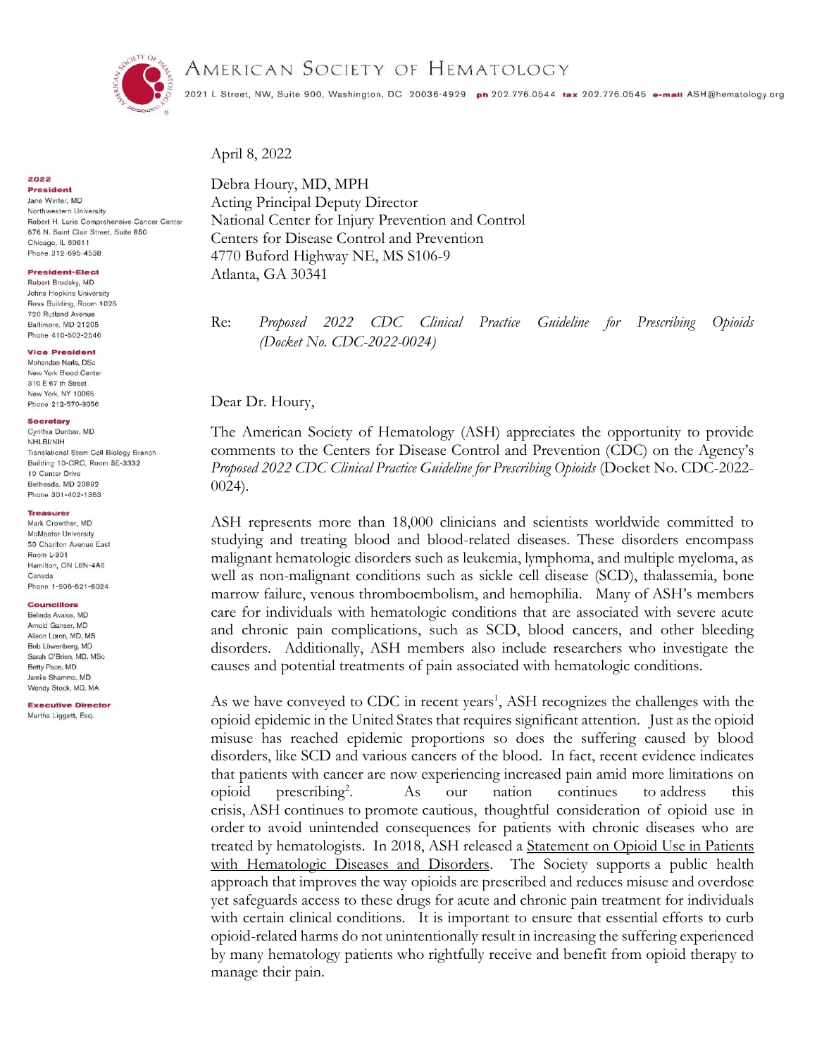# American Society of Hematology

2021 L Street, NW, Suite 900, Washington, DC 20036-4929 **ph** 202.776.0544 **fax** 202.776.0545 **e-mail** ASH@hematology.org

**2022**
**President**
Jane Winter, MD
Northwestern University
Robert H. Lurie Comprehensive Cancer Center
676 N. Saint Clair Street, Suite 850
Chicago, IL 60611
Phone 312-695-4538

**President-Elect**
Robert Brodsky, MD
Johns Hopkins University
Ross Building, Room 1025
720 Rutland Avenue
Baltimore, MD 21205
Phone 410-502-2546

**Vice President**
Mohandas Narla, DSc
New York Blood Center
310 E 67 th Street
New York, NY 10065
Phone 212-570-3056

**Secretary**
Cynthia Dunbar, MD
NHLBI/NIH
Translational Stem Cell Biology Branch
Building 10-CRC, Room 5E-3332
10 Center Drive
Bethesda, MD 20892
Phone 301-402-1363

**Treasurer**
Mark Crowther, MD
McMaster University
50 Charlton Avenue East
Room L-301
Hamilton, ON L8N-4A6
Canada
Phone 1-905-521-6024

**Councillors**
Belinda Avalos, MD
Arnold Ganser, MD
Alison Loren, MD, MS
Bob Löwenberg, MD
Sarah O'Brien, MD, MSc
Betty Pace, MD
Jamile Shammo, MD
Wendy Stock, MD, MA

**Executive Director**
Martha Liggett, Esq.

April 8, 2022

Debra Houry, MD, MPH
Acting Principal Deputy Director
National Center for Injury Prevention and Control
Centers for Disease Control and Prevention
4770 Buford Highway NE, MS S106-9
Atlanta, GA 30341

Re: *Proposed 2022 CDC Clinical Practice Guideline for Prescribing Opioids (Docket No. CDC-2022-0024)*

Dear Dr. Houry,

The American Society of Hematology (ASH) appreciates the opportunity to provide comments to the Centers for Disease Control and Prevention (CDC) on the Agency's *Proposed 2022 CDC Clinical Practice Guideline for Prescribing Opioids* (Docket No. CDC-2022-0024).

ASH represents more than 18,000 clinicians and scientists worldwide committed to studying and treating blood and blood-related diseases. These disorders encompass malignant hematologic disorders such as leukemia, lymphoma, and multiple myeloma, as well as non-malignant conditions such as sickle cell disease (SCD), thalassemia, bone marrow failure, venous thromboembolism, and hemophilia. Many of ASH's members care for individuals with hematologic conditions that are associated with severe acute and chronic pain complications, such as SCD, blood cancers, and other bleeding disorders. Additionally, ASH members also include researchers who investigate the causes and potential treatments of pain associated with hematologic conditions.

As we have conveyed to CDC in recent years[1], ASH recognizes the challenges with the opioid epidemic in the United States that requires significant attention. Just as the opioid misuse has reached epidemic proportions so does the suffering caused by blood disorders, like SCD and various cancers of the blood. In fact, recent evidence indicates that patients with cancer are now experiencing increased pain amid more limitations on opioid prescribing[2]. As our nation continues to address this crisis, ASH continues to promote cautious, thoughtful consideration of opioid use in order to avoid unintended consequences for patients with chronic diseases who are treated by hematologists. In 2018, ASH released a Statement on Opioid Use in Patients with Hematologic Diseases and Disorders. The Society supports a public health approach that improves the way opioids are prescribed and reduces misuse and overdose yet safeguards access to these drugs for acute and chronic pain treatment for individuals with certain clinical conditions. It is important to ensure that essential efforts to curb opioid-related harms do not unintentionally result in increasing the suffering experienced by many hematology patients who rightfully receive and benefit from opioid therapy to manage their pain.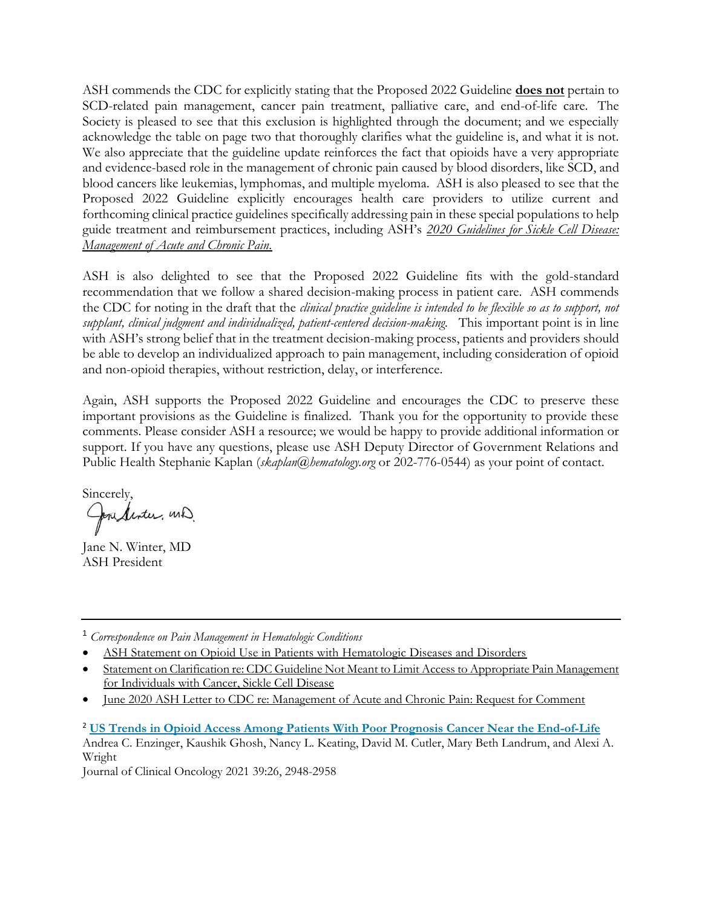ASH commends the CDC for explicitly stating that the Proposed 2022 Guideline **does not** pertain to SCD-related pain management, cancer pain treatment, palliative care, and end-of-life care. The Society is pleased to see that this exclusion is highlighted through the document; and we especially acknowledge the table on page two that thoroughly clarifies what the guideline is, and what it is not. We also appreciate that the guideline update reinforces the fact that opioids have a very appropriate and evidence-based role in the management of chronic pain caused by blood disorders, like SCD, and blood cancers like leukemias, lymphomas, and multiple myeloma. ASH is also pleased to see that the Proposed 2022 Guideline explicitly encourages health care providers to utilize current and forthcoming clinical practice guidelines specifically addressing pain in these special populations to help guide treatment and reimbursement practices, including ASH's *2020 Guidelines for Sickle Cell Disease: Management of Acute and Chronic Pain.*

ASH is also delighted to see that the Proposed 2022 Guideline fits with the gold-standard recommendation that we follow a shared decision-making process in patient care. ASH commends the CDC for noting in the draft that the *clinical practice guideline is intended to be flexible so as to support, not supplant, clinical judgment and individualized, patient-centered decision-making.* This important point is in line with ASH's strong belief that in the treatment decision-making process, patients and providers should be able to develop an individualized approach to pain management, including consideration of opioid and non-opioid therapies, without restriction, delay, or interference.

Again, ASH supports the Proposed 2022 Guideline and encourages the CDC to preserve these important provisions as the Guideline is finalized. Thank you for the opportunity to provide these comments. Please consider ASH a resource; we would be happy to provide additional information or support. If you have any questions, please use ASH Deputy Director of Government Relations and Public Health Stephanie Kaplan (*skaplan@hematology.org* or 202-776-0544) as your point of contact.

Sincerely,

Jane N. Winter, MD
ASH President

---

[1] *Correspondence on Pain Management in Hematologic Conditions*

- ASH Statement on Opioid Use in Patients with Hematologic Diseases and Disorders
- Statement on Clarification re: CDC Guideline Not Meant to Limit Access to Appropriate Pain Management for Individuals with Cancer, Sickle Cell Disease
- June 2020 ASH Letter to CDC re: Management of Acute and Chronic Pain: Request for Comment

[2] **US Trends in Opioid Access Among Patients With Poor Prognosis Cancer Near the End-of-Life**
Andrea C. Enzinger, Kaushik Ghosh, Nancy L. Keating, David M. Cutler, Mary Beth Landrum, and Alexi A. Wright
Journal of Clinical Oncology 2021 39:26, 2948-2958